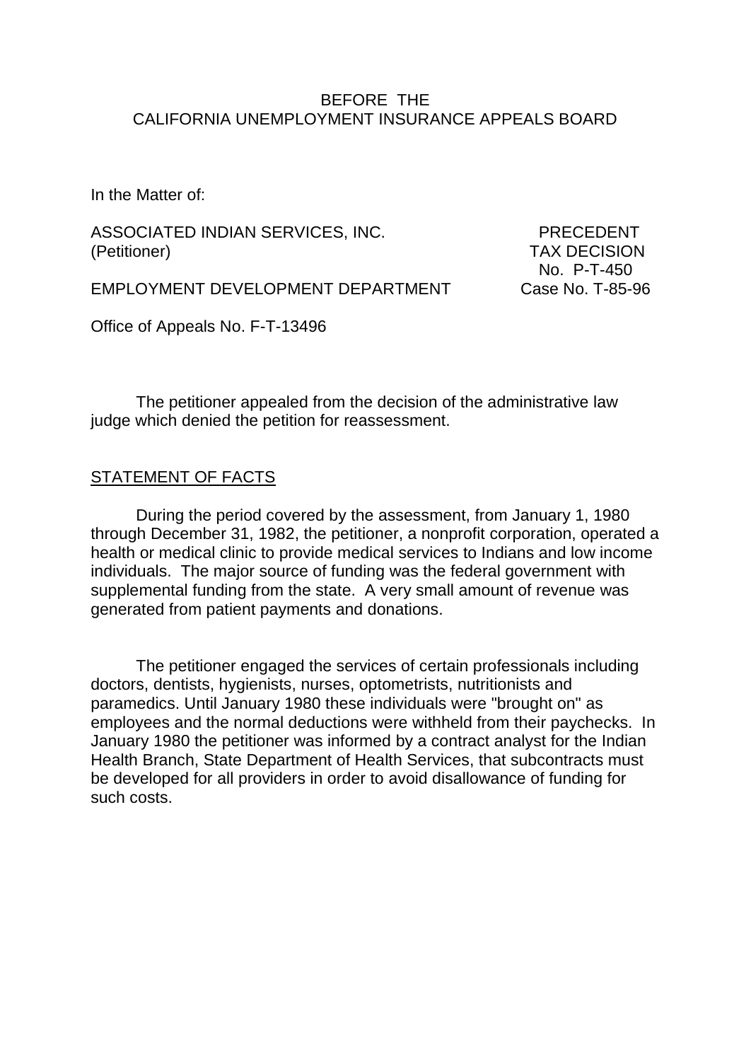BEFORE THE
CALIFORNIA UNEMPLOYMENT INSURANCE APPEALS BOARD

In the Matter of:

ASSOCIATED INDIAN SERVICES, INC.
(Petitioner)

PRECEDENT
TAX DECISION
No. P-T-450

EMPLOYMENT DEVELOPMENT DEPARTMENT

Case No. T-85-96

Office of Appeals No. F-T-13496

The petitioner appealed from the decision of the administrative law judge which denied the petition for reassessment.

## STATEMENT OF FACTS

During the period covered by the assessment, from January 1, 1980 through December 31, 1982, the petitioner, a nonprofit corporation, operated a health or medical clinic to provide medical services to Indians and low income individuals. The major source of funding was the federal government with supplemental funding from the state. A very small amount of revenue was generated from patient payments and donations.

The petitioner engaged the services of certain professionals including doctors, dentists, hygienists, nurses, optometrists, nutritionists and paramedics. Until January 1980 these individuals were "brought on" as employees and the normal deductions were withheld from their paychecks. In January 1980 the petitioner was informed by a contract analyst for the Indian Health Branch, State Department of Health Services, that subcontracts must be developed for all providers in order to avoid disallowance of funding for such costs.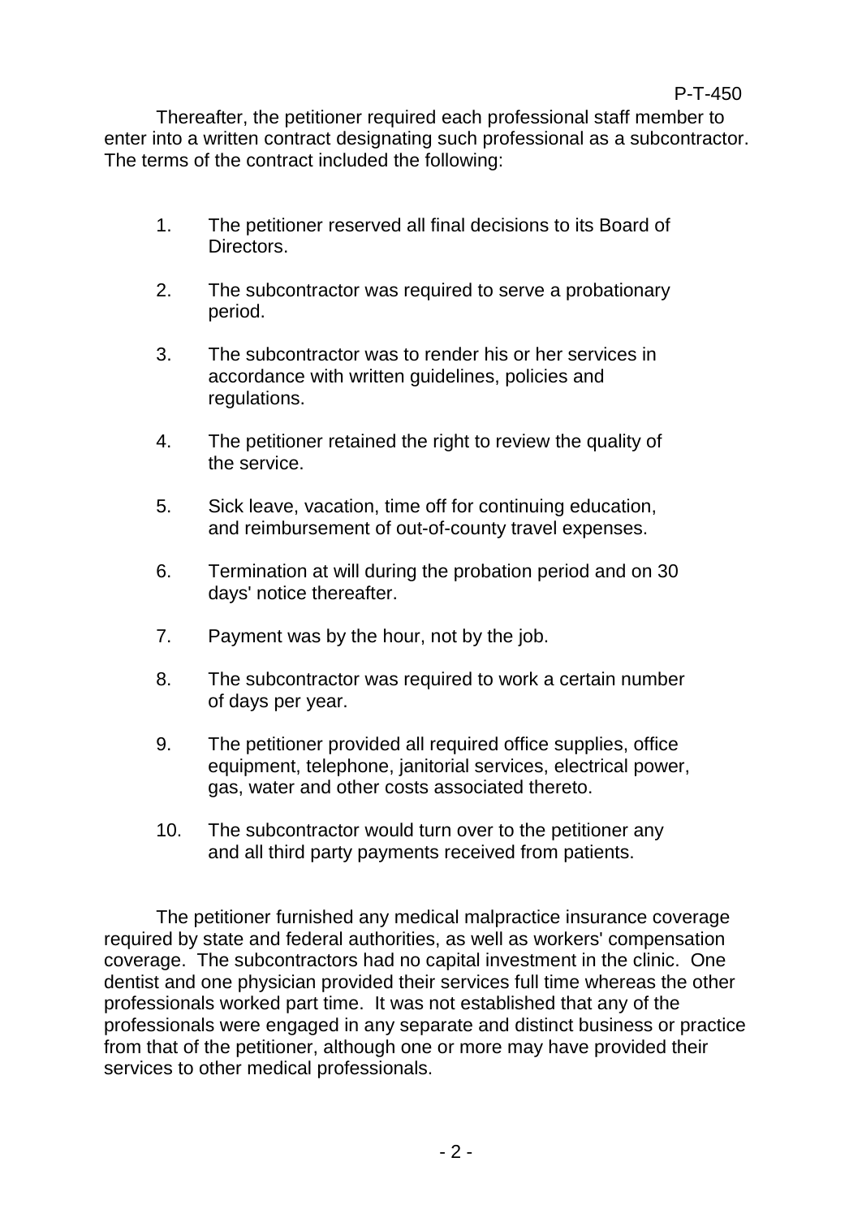Thereafter, the petitioner required each professional staff member to enter into a written contract designating such professional as a subcontractor. The terms of the contract included the following:

1. The petitioner reserved all final decisions to its Board of Directors.

2. The subcontractor was required to serve a probationary period.

3. The subcontractor was to render his or her services in accordance with written guidelines, policies and regulations.

4. The petitioner retained the right to review the quality of the service.

5. Sick leave, vacation, time off for continuing education, and reimbursement of out-of-county travel expenses.

6. Termination at will during the probation period and on 30 days' notice thereafter.

7. Payment was by the hour, not by the job.

8. The subcontractor was required to work a certain number of days per year.

9. The petitioner provided all required office supplies, office equipment, telephone, janitorial services, electrical power, gas, water and other costs associated thereto.

10. The subcontractor would turn over to the petitioner any and all third party payments received from patients.

The petitioner furnished any medical malpractice insurance coverage required by state and federal authorities, as well as workers' compensation coverage. The subcontractors had no capital investment in the clinic. One dentist and one physician provided their services full time whereas the other professionals worked part time. It was not established that any of the professionals were engaged in any separate and distinct business or practice from that of the petitioner, although one or more may have provided their services to other medical professionals.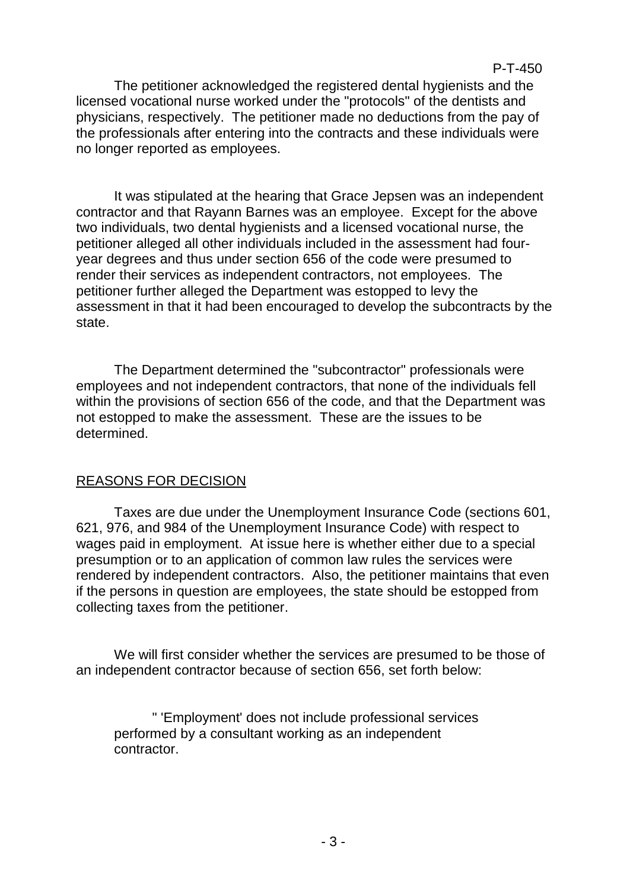The petitioner acknowledged the registered dental hygienists and the licensed vocational nurse worked under the "protocols" of the dentists and physicians, respectively. The petitioner made no deductions from the pay of the professionals after entering into the contracts and these individuals were no longer reported as employees.

It was stipulated at the hearing that Grace Jepsen was an independent contractor and that Rayann Barnes was an employee. Except for the above two individuals, two dental hygienists and a licensed vocational nurse, the petitioner alleged all other individuals included in the assessment had four-year degrees and thus under section 656 of the code were presumed to render their services as independent contractors, not employees. The petitioner further alleged the Department was estopped to levy the assessment in that it had been encouraged to develop the subcontracts by the state.

The Department determined the "subcontractor" professionals were employees and not independent contractors, that none of the individuals fell within the provisions of section 656 of the code, and that the Department was not estopped to make the assessment. These are the issues to be determined.

## REASONS FOR DECISION

Taxes are due under the Unemployment Insurance Code (sections 601, 621, 976, and 984 of the Unemployment Insurance Code) with respect to wages paid in employment. At issue here is whether either due to a special presumption or to an application of common law rules the services were rendered by independent contractors. Also, the petitioner maintains that even if the persons in question are employees, the state should be estopped from collecting taxes from the petitioner.

We will first consider whether the services are presumed to be those of an independent contractor because of section 656, set forth below:

> " 'Employment' does not include professional services performed by a consultant working as an independent contractor.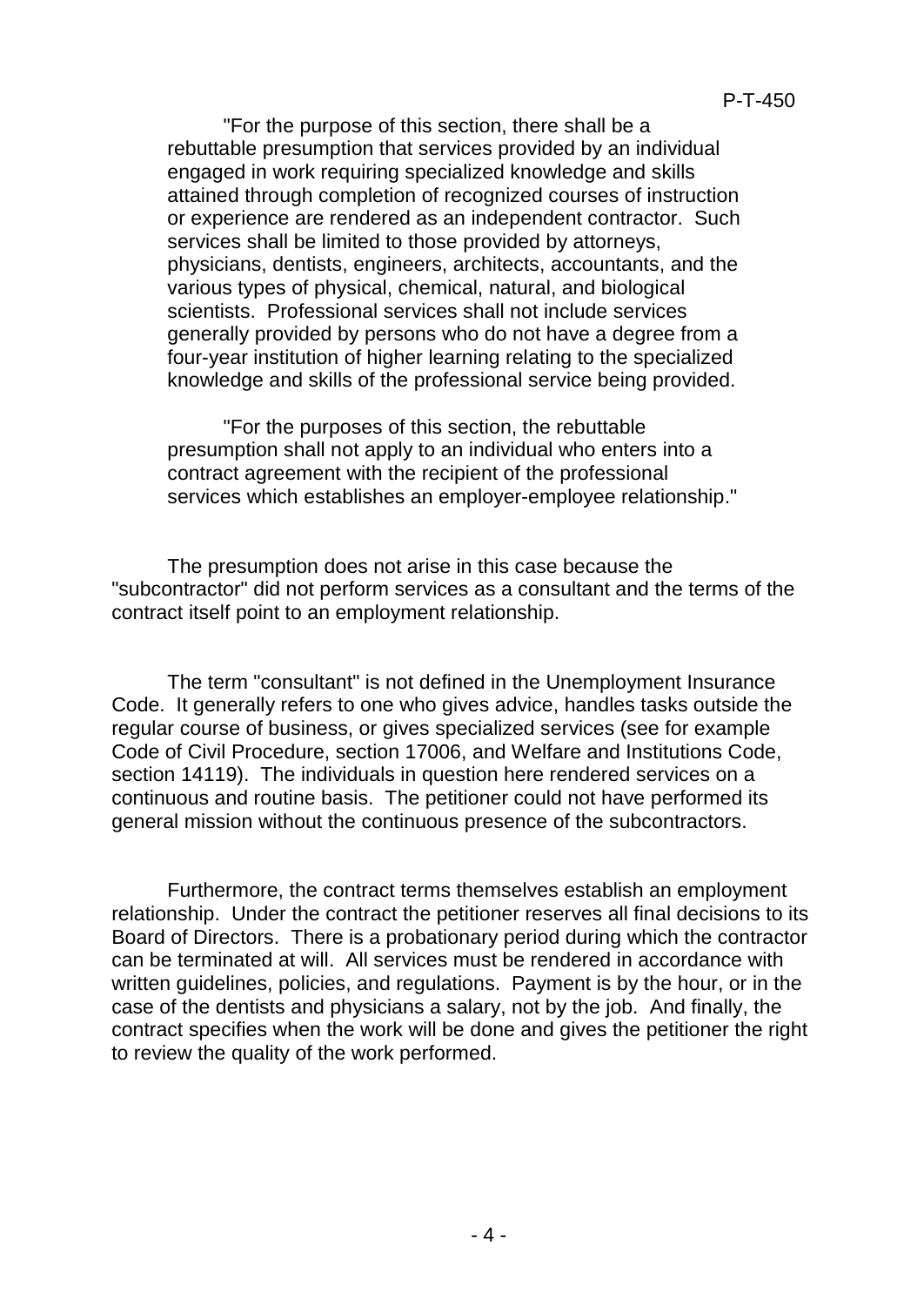"For the purpose of this section, there shall be a rebuttable presumption that services provided by an individual engaged in work requiring specialized knowledge and skills attained through completion of recognized courses of instruction or experience are rendered as an independent contractor. Such services shall be limited to those provided by attorneys, physicians, dentists, engineers, architects, accountants, and the various types of physical, chemical, natural, and biological scientists. Professional services shall not include services generally provided by persons who do not have a degree from a four-year institution of higher learning relating to the specialized knowledge and skills of the professional service being provided.

"For the purposes of this section, the rebuttable presumption shall not apply to an individual who enters into a contract agreement with the recipient of the professional services which establishes an employer-employee relationship."

The presumption does not arise in this case because the "subcontractor" did not perform services as a consultant and the terms of the contract itself point to an employment relationship.

The term "consultant" is not defined in the Unemployment Insurance Code. It generally refers to one who gives advice, handles tasks outside the regular course of business, or gives specialized services (see for example Code of Civil Procedure, section 17006, and Welfare and Institutions Code, section 14119). The individuals in question here rendered services on a continuous and routine basis. The petitioner could not have performed its general mission without the continuous presence of the subcontractors.

Furthermore, the contract terms themselves establish an employment relationship. Under the contract the petitioner reserves all final decisions to its Board of Directors. There is a probationary period during which the contractor can be terminated at will. All services must be rendered in accordance with written guidelines, policies, and regulations. Payment is by the hour, or in the case of the dentists and physicians a salary, not by the job. And finally, the contract specifies when the work will be done and gives the petitioner the right to review the quality of the work performed.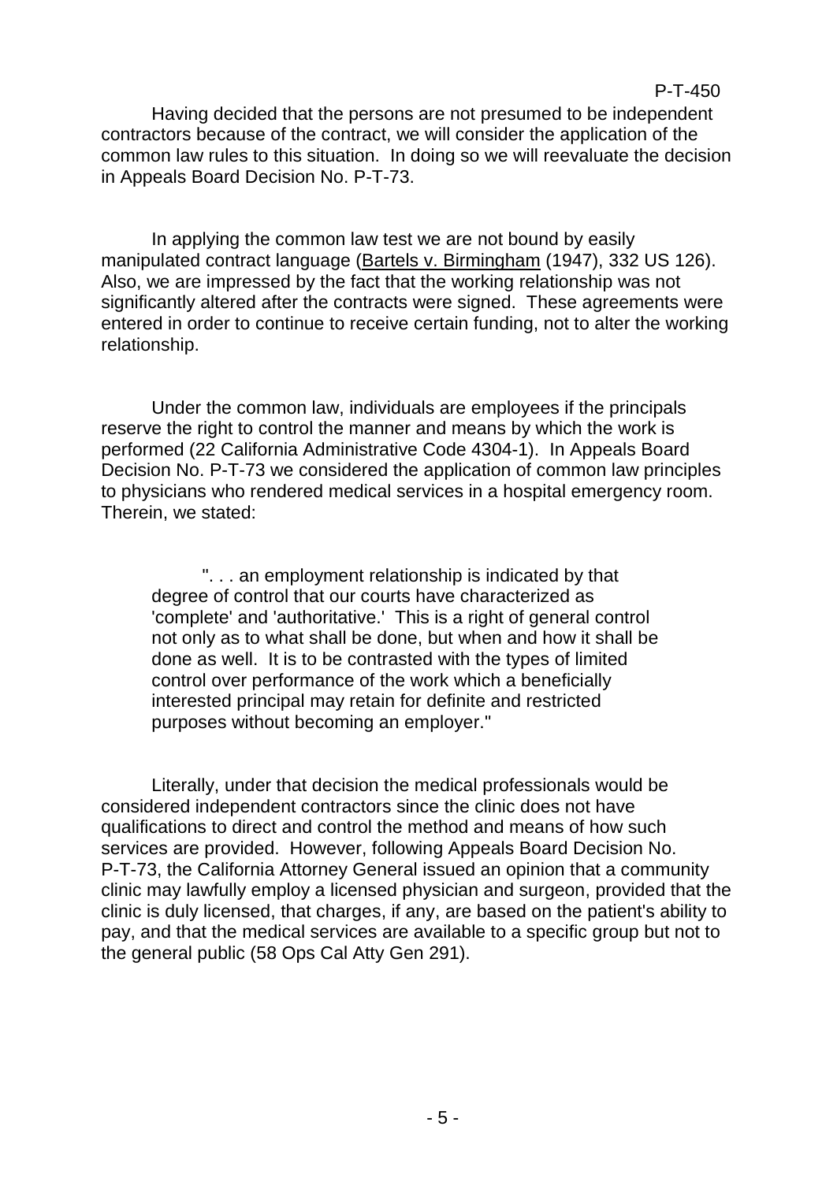Having decided that the persons are not presumed to be independent contractors because of the contract, we will consider the application of the common law rules to this situation. In doing so we will reevaluate the decision in Appeals Board Decision No. P-T-73.

In applying the common law test we are not bound by easily manipulated contract language (Bartels v. Birmingham (1947), 332 US 126). Also, we are impressed by the fact that the working relationship was not significantly altered after the contracts were signed. These agreements were entered in order to continue to receive certain funding, not to alter the working relationship.

Under the common law, individuals are employees if the principals reserve the right to control the manner and means by which the work is performed (22 California Administrative Code 4304-1). In Appeals Board Decision No. P-T-73 we considered the application of common law principles to physicians who rendered medical services in a hospital emergency room. Therein, we stated:

> ". . . an employment relationship is indicated by that degree of control that our courts have characterized as 'complete' and 'authoritative.' This is a right of general control not only as to what shall be done, but when and how it shall be done as well. It is to be contrasted with the types of limited control over performance of the work which a beneficially interested principal may retain for definite and restricted purposes without becoming an employer."

Literally, under that decision the medical professionals would be considered independent contractors since the clinic does not have qualifications to direct and control the method and means of how such services are provided. However, following Appeals Board Decision No. P-T-73, the California Attorney General issued an opinion that a community clinic may lawfully employ a licensed physician and surgeon, provided that the clinic is duly licensed, that charges, if any, are based on the patient's ability to pay, and that the medical services are available to a specific group but not to the general public (58 Ops Cal Atty Gen 291).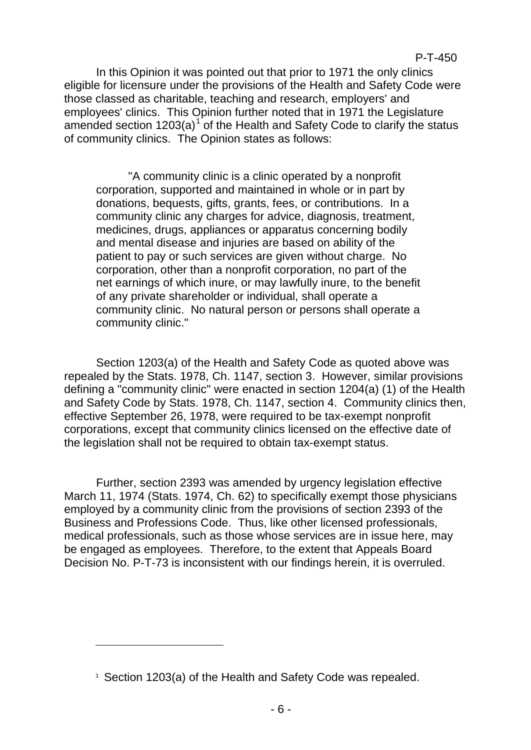In this Opinion it was pointed out that prior to 1971 the only clinics eligible for licensure under the provisions of the Health and Safety Code were those classed as charitable, teaching and research, employers' and employees' clinics. This Opinion further noted that in 1971 the Legislature amended section 1203(a)[1] of the Health and Safety Code to clarify the status of community clinics. The Opinion states as follows:

> "A community clinic is a clinic operated by a nonprofit corporation, supported and maintained in whole or in part by donations, bequests, gifts, grants, fees, or contributions. In a community clinic any charges for advice, diagnosis, treatment, medicines, drugs, appliances or apparatus concerning bodily and mental disease and injuries are based on ability of the patient to pay or such services are given without charge. No corporation, other than a nonprofit corporation, no part of the net earnings of which inure, or may lawfully inure, to the benefit of any private shareholder or individual, shall operate a community clinic. No natural person or persons shall operate a community clinic."

Section 1203(a) of the Health and Safety Code as quoted above was repealed by the Stats. 1978, Ch. 1147, section 3. However, similar provisions defining a "community clinic" were enacted in section 1204(a) (1) of the Health and Safety Code by Stats. 1978, Ch. 1147, section 4. Community clinics then, effective September 26, 1978, were required to be tax-exempt nonprofit corporations, except that community clinics licensed on the effective date of the legislation shall not be required to obtain tax-exempt status.

Further, section 2393 was amended by urgency legislation effective March 11, 1974 (Stats. 1974, Ch. 62) to specifically exempt those physicians employed by a community clinic from the provisions of section 2393 of the Business and Professions Code. Thus, like other licensed professionals, medical professionals, such as those whose services are in issue here, may be engaged as employees. Therefore, to the extent that Appeals Board Decision No. P-T-73 is inconsistent with our findings herein, it is overruled.

---

[1] Section 1203(a) of the Health and Safety Code was repealed.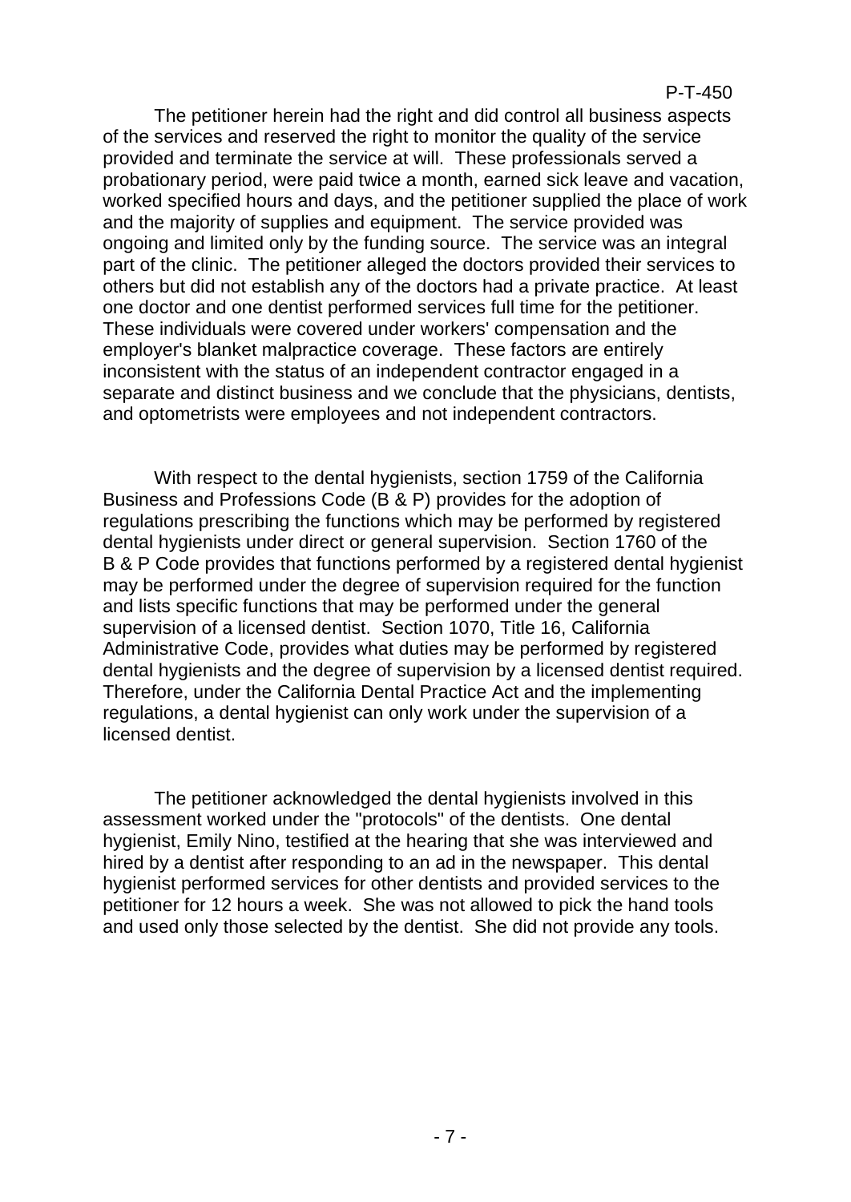The petitioner herein had the right and did control all business aspects of the services and reserved the right to monitor the quality of the service provided and terminate the service at will. These professionals served a probationary period, were paid twice a month, earned sick leave and vacation, worked specified hours and days, and the petitioner supplied the place of work and the majority of supplies and equipment. The service provided was ongoing and limited only by the funding source. The service was an integral part of the clinic. The petitioner alleged the doctors provided their services to others but did not establish any of the doctors had a private practice. At least one doctor and one dentist performed services full time for the petitioner. These individuals were covered under workers' compensation and the employer's blanket malpractice coverage. These factors are entirely inconsistent with the status of an independent contractor engaged in a separate and distinct business and we conclude that the physicians, dentists, and optometrists were employees and not independent contractors.

With respect to the dental hygienists, section 1759 of the California Business and Professions Code (B & P) provides for the adoption of regulations prescribing the functions which may be performed by registered dental hygienists under direct or general supervision. Section 1760 of the B & P Code provides that functions performed by a registered dental hygienist may be performed under the degree of supervision required for the function and lists specific functions that may be performed under the general supervision of a licensed dentist. Section 1070, Title 16, California Administrative Code, provides what duties may be performed by registered dental hygienists and the degree of supervision by a licensed dentist required. Therefore, under the California Dental Practice Act and the implementing regulations, a dental hygienist can only work under the supervision of a licensed dentist.

The petitioner acknowledged the dental hygienists involved in this assessment worked under the "protocols" of the dentists. One dental hygienist, Emily Nino, testified at the hearing that she was interviewed and hired by a dentist after responding to an ad in the newspaper. This dental hygienist performed services for other dentists and provided services to the petitioner for 12 hours a week. She was not allowed to pick the hand tools and used only those selected by the dentist. She did not provide any tools.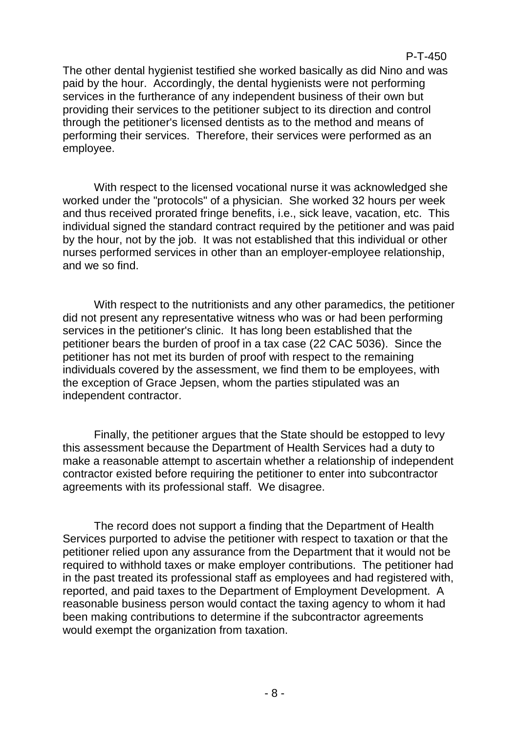The other dental hygienist testified she worked basically as did Nino and was paid by the hour. Accordingly, the dental hygienists were not performing services in the furtherance of any independent business of their own but providing their services to the petitioner subject to its direction and control through the petitioner's licensed dentists as to the method and means of performing their services. Therefore, their services were performed as an employee.

With respect to the licensed vocational nurse it was acknowledged she worked under the "protocols" of a physician. She worked 32 hours per week and thus received prorated fringe benefits, i.e., sick leave, vacation, etc. This individual signed the standard contract required by the petitioner and was paid by the hour, not by the job. It was not established that this individual or other nurses performed services in other than an employer-employee relationship, and we so find.

With respect to the nutritionists and any other paramedics, the petitioner did not present any representative witness who was or had been performing services in the petitioner's clinic. It has long been established that the petitioner bears the burden of proof in a tax case (22 CAC 5036). Since the petitioner has not met its burden of proof with respect to the remaining individuals covered by the assessment, we find them to be employees, with the exception of Grace Jepsen, whom the parties stipulated was an independent contractor.

Finally, the petitioner argues that the State should be estopped to levy this assessment because the Department of Health Services had a duty to make a reasonable attempt to ascertain whether a relationship of independent contractor existed before requiring the petitioner to enter into subcontractor agreements with its professional staff. We disagree.

The record does not support a finding that the Department of Health Services purported to advise the petitioner with respect to taxation or that the petitioner relied upon any assurance from the Department that it would not be required to withhold taxes or make employer contributions. The petitioner had in the past treated its professional staff as employees and had registered with, reported, and paid taxes to the Department of Employment Development. A reasonable business person would contact the taxing agency to whom it had been making contributions to determine if the subcontractor agreements would exempt the organization from taxation.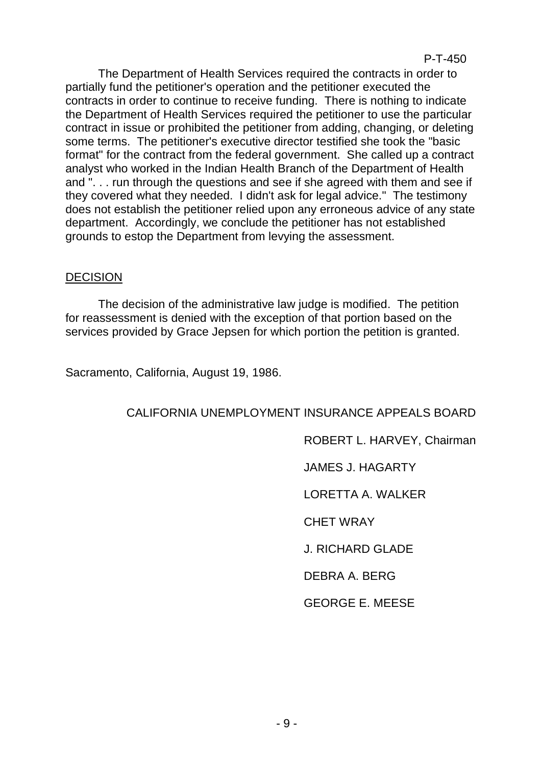The Department of Health Services required the contracts in order to partially fund the petitioner's operation and the petitioner executed the contracts in order to continue to receive funding. There is nothing to indicate the Department of Health Services required the petitioner to use the particular contract in issue or prohibited the petitioner from adding, changing, or deleting some terms. The petitioner's executive director testified she took the "basic format" for the contract from the federal government. She called up a contract analyst who worked in the Indian Health Branch of the Department of Health and ". . . run through the questions and see if she agreed with them and see if they covered what they needed. I didn't ask for legal advice." The testimony does not establish the petitioner relied upon any erroneous advice of any state department. Accordingly, we conclude the petitioner has not established grounds to estop the Department from levying the assessment.

## DECISION

The decision of the administrative law judge is modified. The petition for reassessment is denied with the exception of that portion based on the services provided by Grace Jepsen for which portion the petition is granted.

Sacramento, California, August 19, 1986.

CALIFORNIA UNEMPLOYMENT INSURANCE APPEALS BOARD

ROBERT L. HARVEY, Chairman

JAMES J. HAGARTY

LORETTA A. WALKER

CHET WRAY

J. RICHARD GLADE

DEBRA A. BERG

GEORGE E. MEESE